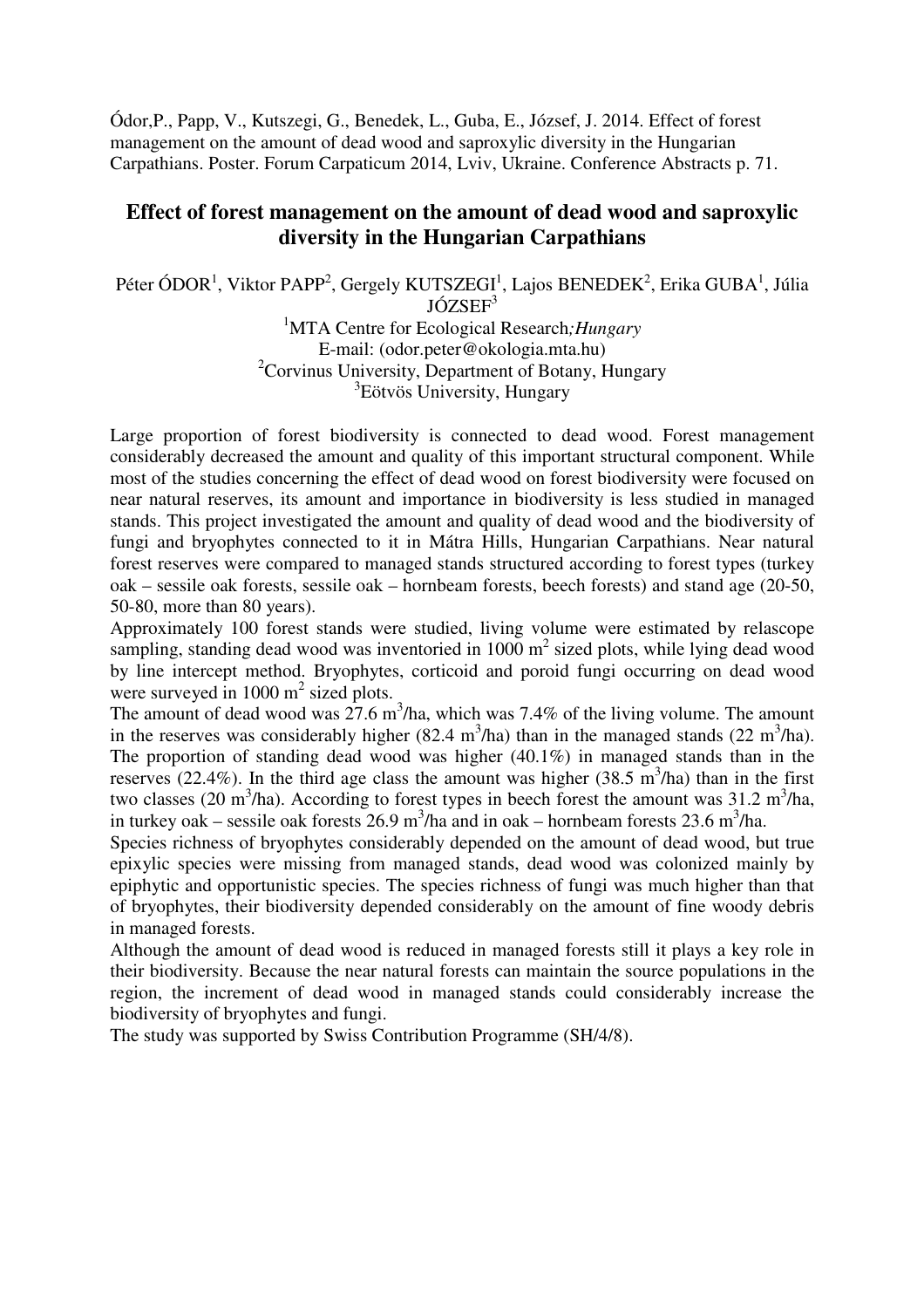Ódor,P., Papp, V., Kutszegi, G., Benedek, L., Guba, E., József, J. 2014. Effect of forest management on the amount of dead wood and saproxylic diversity in the Hungarian Carpathians. Poster. Forum Carpaticum 2014, Lviv, Ukraine. Conference Abstracts p. 71.

# Effect of forest management on the amount of dead wood and saproxylic diversity in the Hungarian Carpathians

Péter ÓDOR[1], Viktor PAPP[2], Gergely KUTSZEGI[1], Lajos BENEDEK[2], Erika GUBA[1], Júlia JÓZSEF[3]

[1]MTA Centre for Ecological Research*;Hungary*
E-mail: (odor.peter@okologia.mta.hu)
[2]Corvinus University, Department of Botany, Hungary
[3]Eötvös University, Hungary

Large proportion of forest biodiversity is connected to dead wood. Forest management considerably decreased the amount and quality of this important structural component. While most of the studies concerning the effect of dead wood on forest biodiversity were focused on near natural reserves, its amount and importance in biodiversity is less studied in managed stands. This project investigated the amount and quality of dead wood and the biodiversity of fungi and bryophytes connected to it in Mátra Hills, Hungarian Carpathians. Near natural forest reserves were compared to managed stands structured according to forest types (turkey oak – sessile oak forests, sessile oak – hornbeam forests, beech forests) and stand age (20-50, 50-80, more than 80 years).

Approximately 100 forest stands were studied, living volume were estimated by relascope sampling, standing dead wood was inventoried in 1000 $m^2$ sized plots, while lying dead wood by line intercept method. Bryophytes, corticoid and poroid fungi occurring on dead wood were surveyed in 1000 $m^2$ sized plots.

The amount of dead wood was 27.6 $m^3$/ha, which was 7.4% of the living volume. The amount in the reserves was considerably higher (82.4 $m^3$/ha) than in the managed stands (22 $m^3$/ha). The proportion of standing dead wood was higher (40.1%) in managed stands than in the reserves (22.4%). In the third age class the amount was higher (38.5 $m^3$/ha) than in the first two classes (20 $m^3$/ha). According to forest types in beech forest the amount was 31.2 $m^3$/ha, in turkey oak – sessile oak forests 26.9 $m^3$/ha and in oak – hornbeam forests 23.6 $m^3$/ha.

Species richness of bryophytes considerably depended on the amount of dead wood, but true epixylic species were missing from managed stands, dead wood was colonized mainly by epiphytic and opportunistic species. The species richness of fungi was much higher than that of bryophytes, their biodiversity depended considerably on the amount of fine woody debris in managed forests.

Although the amount of dead wood is reduced in managed forests still it plays a key role in their biodiversity. Because the near natural forests can maintain the source populations in the region, the increment of dead wood in managed stands could considerably increase the biodiversity of bryophytes and fungi.

The study was supported by Swiss Contribution Programme (SH/4/8).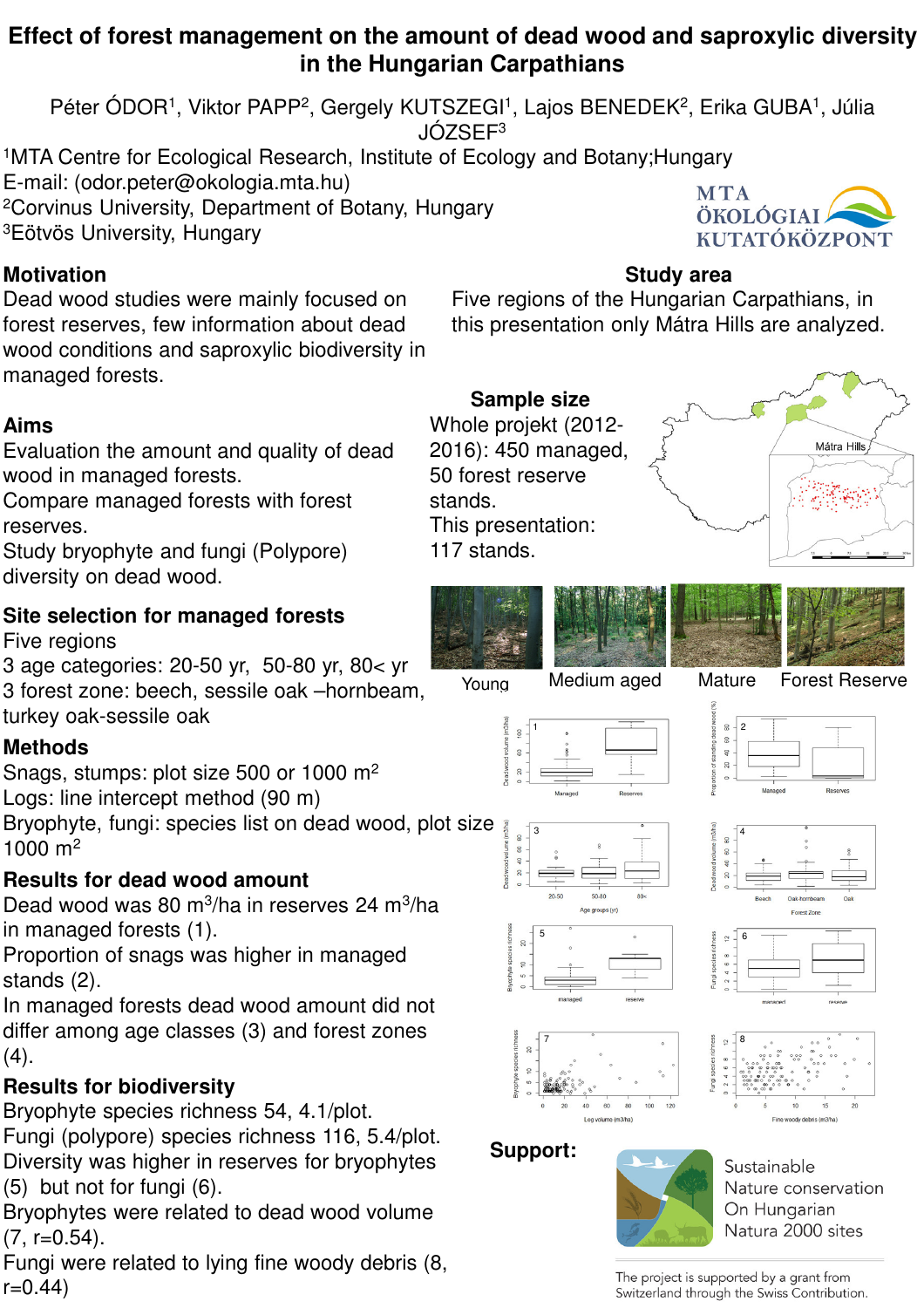# Effect of forest management on the amount of dead wood and saproxylic diversity in the Hungarian Carpathians

Péter ÓDOR[1], Viktor PAPP[2], Gergely KUTSZEGI[1], Lajos BENEDEK[2], Erika GUBA[1], Júlia JÓZSEF[3]

[1]MTA Centre for Ecological Research, Institute of Ecology and Botany;Hungary
E-mail: (odor.peter@okologia.mta.hu)
[2]Corvinus University, Department of Botany, Hungary
[3]Eötvös University, Hungary

MTA ÖKOLÓGIAI KUTATÓKÖZPONT

## Motivation

Dead wood studies were mainly focused on forest reserves, few information about dead wood conditions and saproxylic biodiversity in managed forests.

## Aims

Evaluation the amount and quality of dead wood in managed forests.
Compare managed forests with forest reserves.
Study bryophyte and fungi (Polypore) diversity on dead wood.

## Site selection for managed forests

Five regions
3 age categories: 20-50 yr, 50-80 yr, 80< yr
3 forest zone: beech, sessile oak –hornbeam, turkey oak-sessile oak

## Methods

Snags, stumps: plot size 500 or 1000 m$^2$
Logs: line intercept method (90 m)
Bryophyte, fungi: species list on dead wood, plot size 1000 m$^2$

## Results for dead wood amount

Dead wood was 80 m$^3$/ha in reserves 24 m$^3$/ha in managed forests (1).
Proportion of snags was higher in managed stands (2).
In managed forests dead wood amount did not differ among age classes (3) and forest zones (4).

## Results for biodiversity

Bryophyte species richness 54, 4.1/plot.
Fungi (polypore) species richness 116, 5.4/plot.
Diversity was higher in reserves for bryophytes (5) but not for fungi (6).
Bryophytes were related to dead wood volume (7, r=0.54).
Fungi were related to lying fine woody debris (8, r=0.44)

## Study area

Five regions of the Hungarian Carpathians, in this presentation only Mátra Hills are analyzed.

## Sample size

Whole projekt (2012-2016): 450 managed, 50 forest reserve stands.
This presentation: 117 stands.

Mátra Hills

Young
Medium aged
Mature
Forest Reserve

1
Deadwood volume (m3/ha)
Managed
Reserves

2
Proportion of standing dead wood (%)
Managed
Reserves

3
Deadwood volume (m3/ha)
20-50
50-80
80<
Age groups (yr)

4
Deadwood volume (m3/ha)
Beech
Oak-hornbeam
Oak
Forest Zone

5
Bryophyte species richness
managed
reserve

6
Fungi species richness
managed
reserve

7
Bryophyte species richness
Log volume (m3/ha)

8
Fungi species richness
Fine woody debris (m3/ha)

**Support:**

Sustainable Nature conservation On Hungarian Natura 2000 sites

The project is supported by a grant from Switzerland through the Swiss Contribution.